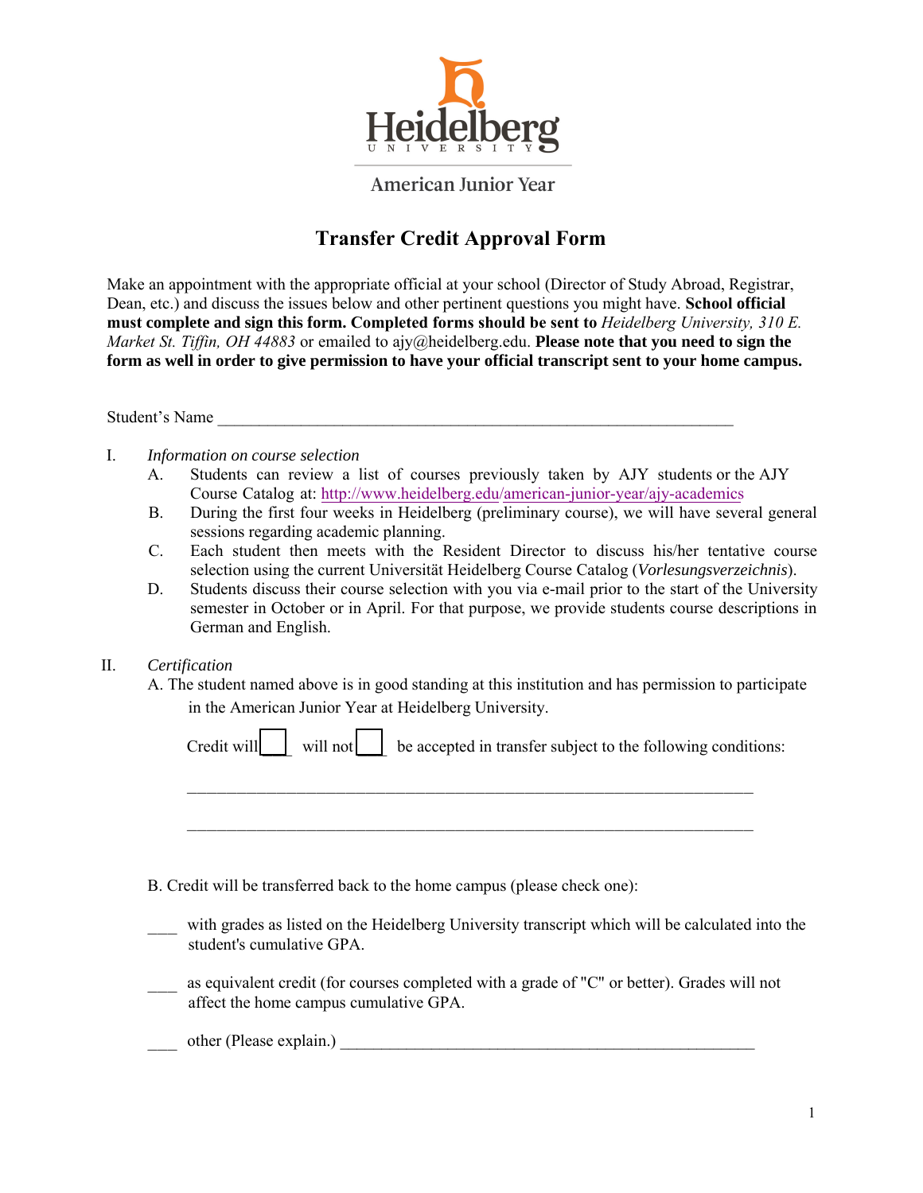Heidelberg University

American Junior Year

# Transfer Credit Approval Form

Make an appointment with the appropriate official at your school (Director of Study Abroad, Registrar, Dean, etc.) and discuss the issues below and other pertinent questions you might have. **School official must complete and sign this form. Completed forms should be sent to** *Heidelberg University, 310 E. Market St. Tiffin, OH 44883* or emailed to ajy@heidelberg.edu. **Please note that you need to sign the form as well in order to give permission to have your official transcript sent to your home campus.**

Student's Name ____________________________________________________________

I. *Information on course selection*

A. Students can review a list of courses previously taken by AJY students or the AJY Course Catalog at: http://www.heidelberg.edu/american-junior-year/ajy-academics

B. During the first four weeks in Heidelberg (preliminary course), we will have several general sessions regarding academic planning.

C. Each student then meets with the Resident Director to discuss his/her tentative course selection using the current Universität Heidelberg Course Catalog (*Vorlesungsverzeichnis*).

D. Students discuss their course selection with you via e-mail prior to the start of the University semester in October or in April. For that purpose, we provide students course descriptions in German and English.

II. *Certification*

A. The student named above is in good standing at this institution and has permission to participate in the American Junior Year at Heidelberg University.

Credit will ☐ will not ☐ be accepted in transfer subject to the following conditions:

______________________________________________________________________

______________________________________________________________________

B. Credit will be transferred back to the home campus (please check one):

____ with grades as listed on the Heidelberg University transcript which will be calculated into the student's cumulative GPA.

____ as equivalent credit (for courses completed with a grade of "C" or better). Grades will not affect the home campus cumulative GPA.

____ other (Please explain.) ____________________________________________________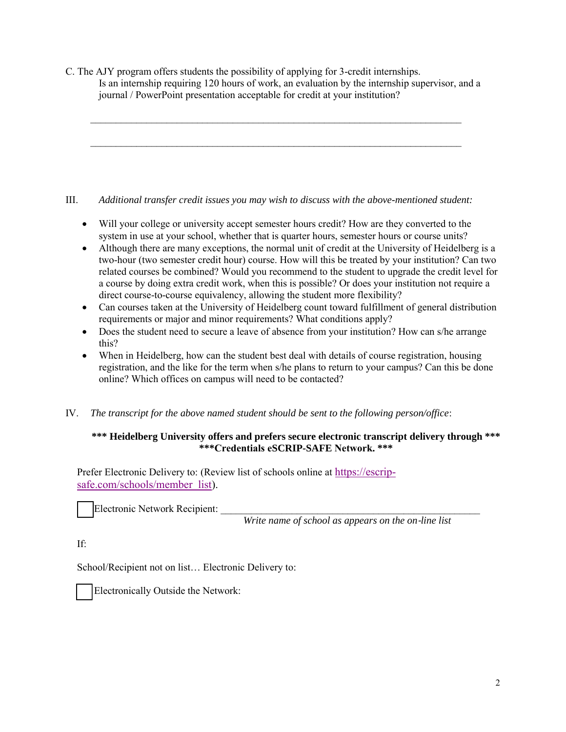C. The AJY program offers students the possibility of applying for 3-credit internships. Is an internship requiring 120 hours of work, an evaluation by the internship supervisor, and a journal / PowerPoint presentation acceptable for credit at your institution?

______________________________________________________________________________

______________________________________________________________________________

III. *Additional transfer credit issues you may wish to discuss with the above-mentioned student:*

- Will your college or university accept semester hours credit? How are they converted to the system in use at your school, whether that is quarter hours, semester hours or course units?
- Although there are many exceptions, the normal unit of credit at the University of Heidelberg is a two-hour (two semester credit hour) course. How will this be treated by your institution? Can two related courses be combined? Would you recommend to the student to upgrade the credit level for a course by doing extra credit work, when this is possible? Or does your institution not require a direct course-to-course equivalency, allowing the student more flexibility?
- Can courses taken at the University of Heidelberg count toward fulfillment of general distribution requirements or major and minor requirements? What conditions apply?
- Does the student need to secure a leave of absence from your institution? How can s/he arrange this?
- When in Heidelberg, how can the student best deal with details of course registration, housing registration, and the like for the term when s/he plans to return to your campus? Can this be done online? Which offices on campus will need to be contacted?

IV. *The transcript for the above named student should be sent to the following person/office*:

**\*\*\* Heidelberg University offers and prefers secure electronic transcript delivery through \*\*\***
**\*\*\*Credentials eSCRIP-SAFE Network. \*\*\***

Prefer Electronic Delivery to: (Review list of schools online at https://escrip-safe.com/schools/member_list).

☐ Electronic Network Recipient: ______________________________________________________
*Write name of school as appears on the on-line list*

If:

School/Recipient not on list… Electronic Delivery to:

☐ Electronically Outside the Network: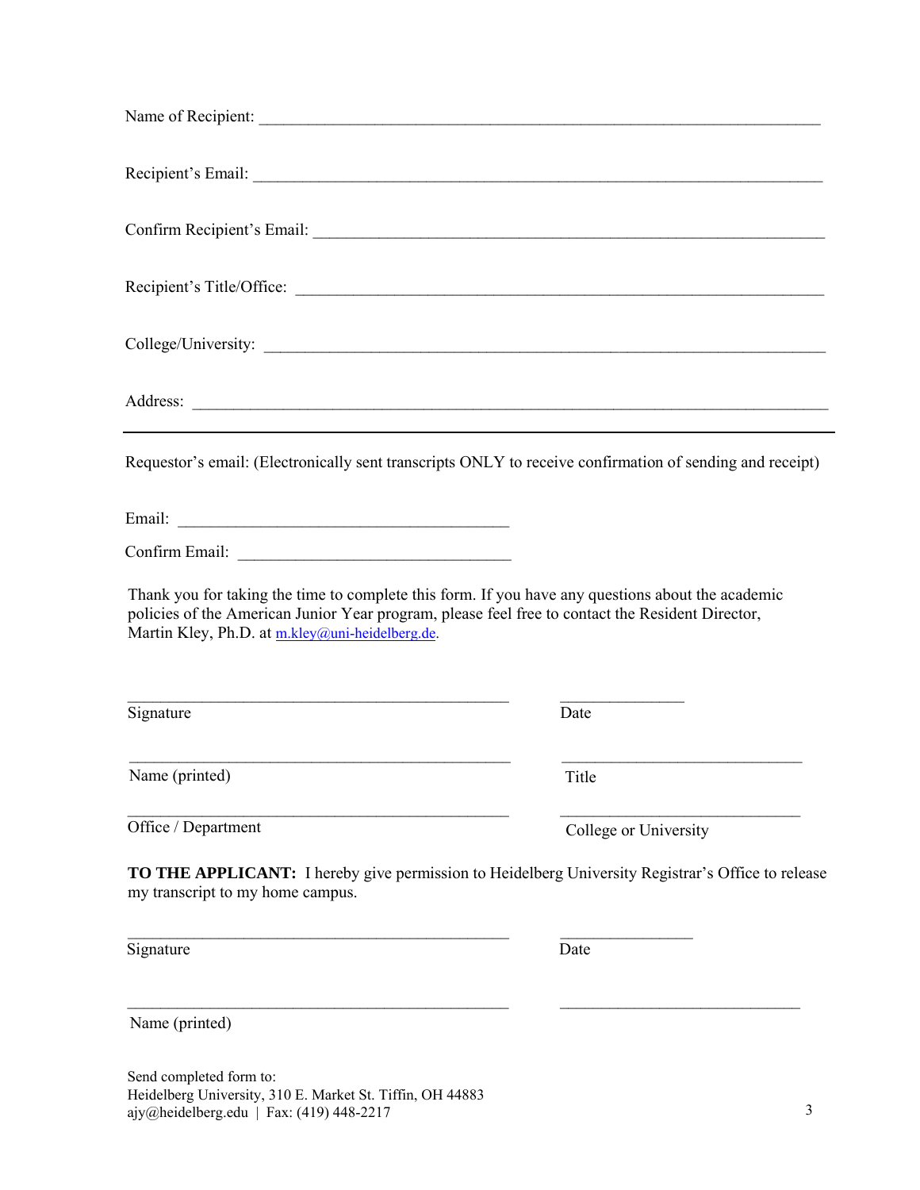Name of Recipient: ______________________________________________________________________

Recipient's Email: ______________________________________________________________________

Confirm Recipient's Email: ________________________________________________________________

Recipient's Title/Office: __________________________________________________________________

College/University: _____________________________________________________________________

Address: _______________________________________________________________________________

---

Requestor's email: (Electronically sent transcripts ONLY to receive confirmation of sending and receipt)

Email: ________________________________________

Confirm Email: _________________________________

Thank you for taking the time to complete this form. If you have any questions about the academic policies of the American Junior Year program, please feel free to contact the Resident Director, Martin Kley, Ph.D. at m.kley@uni-heidelberg.de.

_______________________________________________ _______________
Signature Date

_______________________________________________ _____________________________
Name (printed) Title

_______________________________________________ _____________________________
Office / Department College or University

**TO THE APPLICANT:** I hereby give permission to Heidelberg University Registrar's Office to release my transcript to my home campus.

_______________________________________________ ________________
Signature Date

_______________________________________________ _____________________________
Name (printed)

Send completed form to:
Heidelberg University, 310 E. Market St. Tiffin, OH 44883
ajy@heidelberg.edu | Fax: (419) 448-2217